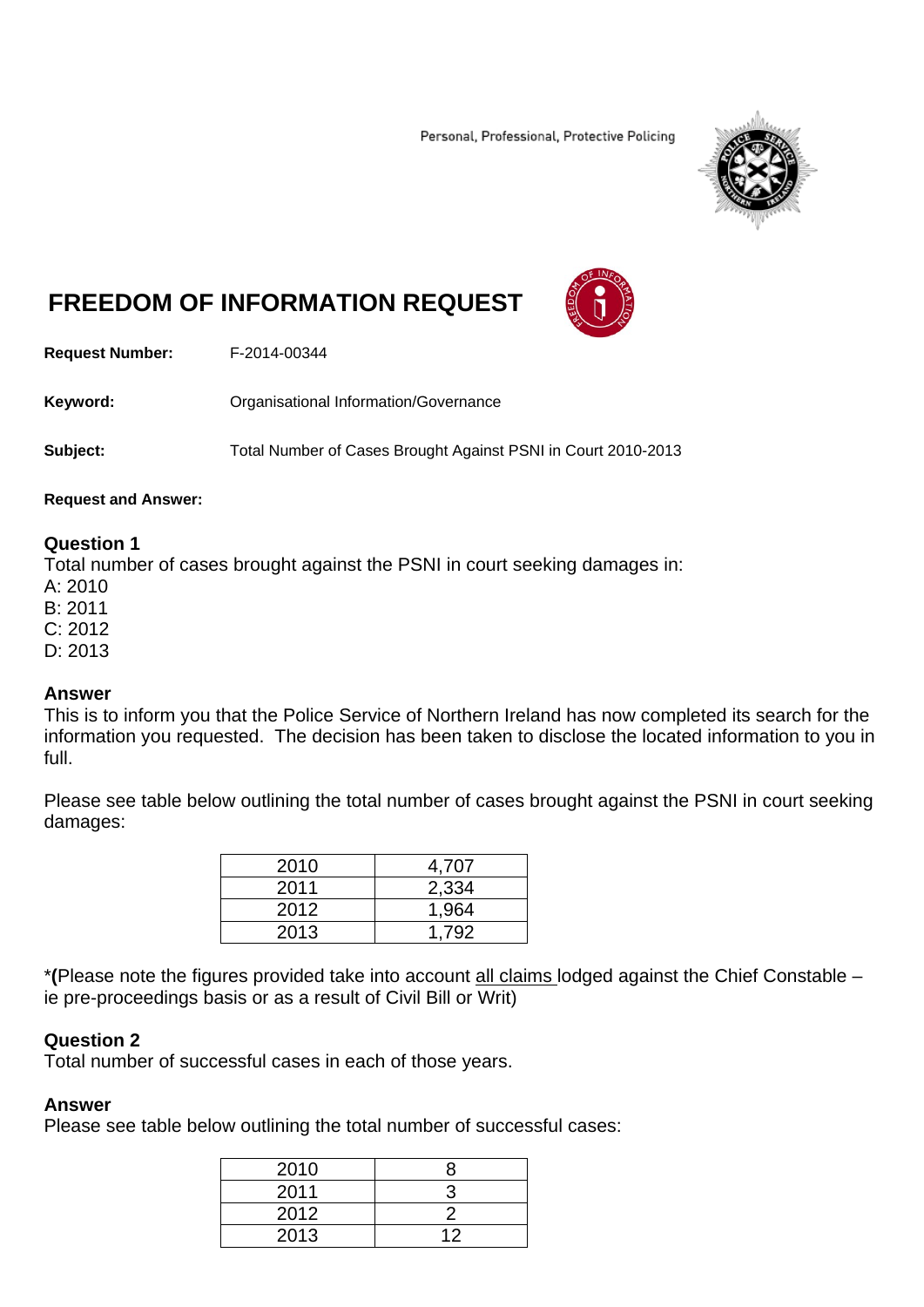Personal, Professional, Protective Policing

# FREEDOM OF INFORMATION REQUEST

**Request Number:** F-2014-00344

**Keyword:** Organisational Information/Governance

**Subject:** Total Number of Cases Brought Against PSNI in Court 2010-2013

**Request and Answer:**

### Question 1

Total number of cases brought against the PSNI in court seeking damages in:
A: 2010
B: 2011
C: 2012
D: 2013

### Answer

This is to inform you that the Police Service of Northern Ireland has now completed its search for the information you requested. The decision has been taken to disclose the located information to you in full.

Please see table below outlining the total number of cases brought against the PSNI in court seeking damages:

| | |
|---|---|
| 2010 | 4,707 |
| 2011 | 2,334 |
| 2012 | 1,964 |
| 2013 | 1,792 |

***(**Please note the figures provided take into account all claims lodged against the Chief Constable – ie pre-proceedings basis or as a result of Civil Bill or Writ)

### Question 2

Total number of successful cases in each of those years.

### Answer

Please see table below outlining the total number of successful cases:

| | |
|---|---|
| 2010 | 8 |
| 2011 | 3 |
| 2012 | 2 |
| 2013 | 12 |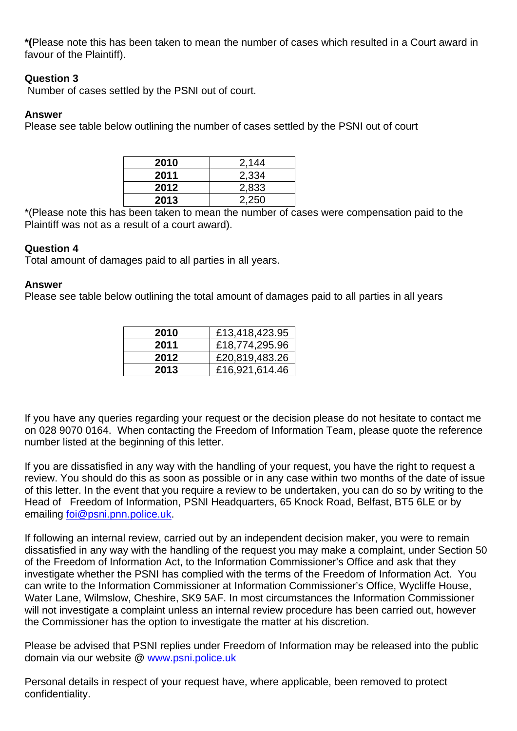***(**Please note this has been taken to mean the number of cases which resulted in a Court award in favour of the Plaintiff).

**Question 3**
Number of cases settled by the PSNI out of court.

**Answer**
Please see table below outlining the number of cases settled by the PSNI out of court

| | |
|---|---|
| **2010** | 2,144 |
| **2011** | 2,334 |
| **2012** | 2,833 |
| **2013** | 2,250 |

*(Please note this has been taken to mean the number of cases were compensation paid to the Plaintiff was not as a result of a court award).

**Question 4**
Total amount of damages paid to all parties in all years.

**Answer**
Please see table below outlining the total amount of damages paid to all parties in all years

| | |
|---|---|
| **2010** | £13,418,423.95 |
| **2011** | £18,774,295.96 |
| **2012** | £20,819,483.26 |
| **2013** | £16,921,614.46 |

If you have any queries regarding your request or the decision please do not hesitate to contact me on 028 9070 0164. When contacting the Freedom of Information Team, please quote the reference number listed at the beginning of this letter.

If you are dissatisfied in any way with the handling of your request, you have the right to request a review. You should do this as soon as possible or in any case within two months of the date of issue of this letter. In the event that you require a review to be undertaken, you can do so by writing to the Head of Freedom of Information, PSNI Headquarters, 65 Knock Road, Belfast, BT5 6LE or by emailing foi@psni.pnn.police.uk.

If following an internal review, carried out by an independent decision maker, you were to remain dissatisfied in any way with the handling of the request you may make a complaint, under Section 50 of the Freedom of Information Act, to the Information Commissioner's Office and ask that they investigate whether the PSNI has complied with the terms of the Freedom of Information Act. You can write to the Information Commissioner at Information Commissioner's Office, Wycliffe House, Water Lane, Wilmslow, Cheshire, SK9 5AF. In most circumstances the Information Commissioner will not investigate a complaint unless an internal review procedure has been carried out, however the Commissioner has the option to investigate the matter at his discretion.

Please be advised that PSNI replies under Freedom of Information may be released into the public domain via our website @ www.psni.police.uk

Personal details in respect of your request have, where applicable, been removed to protect confidentiality.